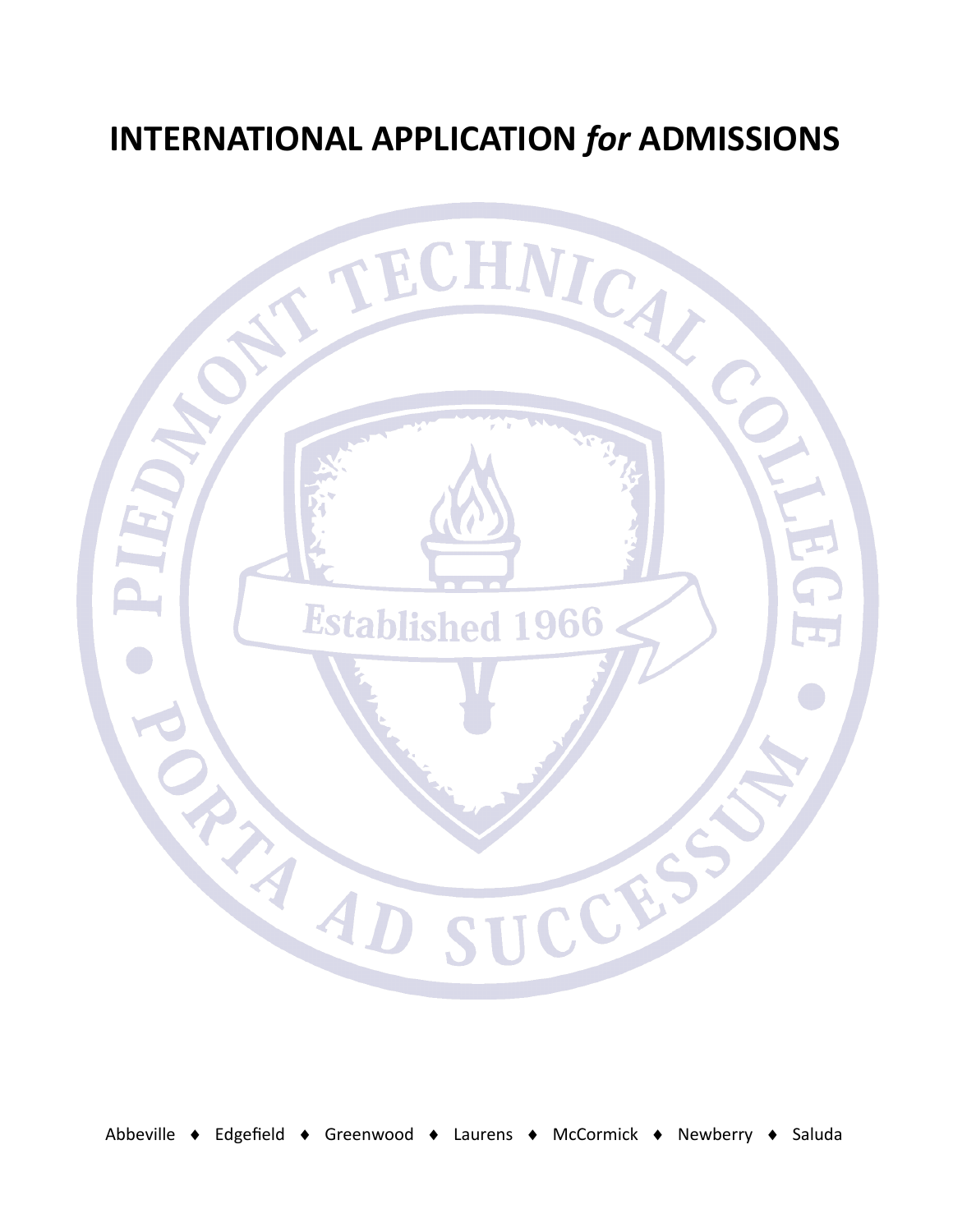# INTERNATIONAL APPLICATION *for* ADMISSIONS

PIEDMONT TECHNICAL COLLEGE

Established 1966

PORTA AD SUCCESSUM

Abbeville ♦ Edgefield ♦ Greenwood ♦ Laurens ♦ McCormick ♦ Newberry ♦ Saluda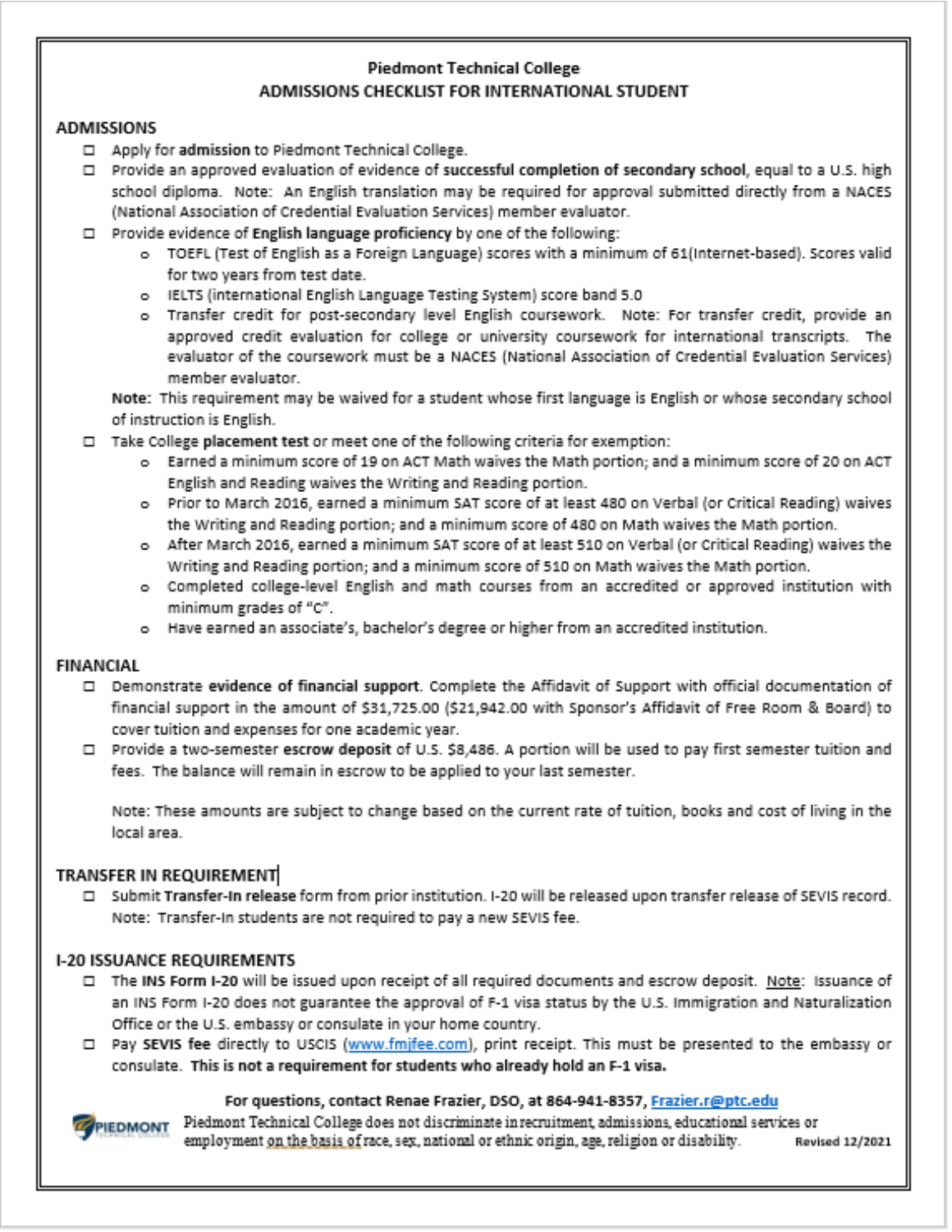# Piedmont Technical College
## ADMISSIONS CHECKLIST FOR INTERNATIONAL STUDENT

### ADMISSIONS

- ☐ Apply for **admission** to Piedmont Technical College.
- ☐ Provide an approved evaluation of evidence of **successful completion of secondary school**, equal to a U.S. high school diploma. Note: An English translation may be required for approval submitted directly from a NACES (National Association of Credential Evaluation Services) member evaluator.
- ☐ Provide evidence of **English language proficiency** by one of the following:
  - TOEFL (Test of English as a Foreign Language) scores with a minimum of 61(Internet-based). Scores valid for two years from test date.
  - IELTS (international English Language Testing System) score band 5.0
  - Transfer credit for post-secondary level English coursework. Note: For transfer credit, provide an approved credit evaluation for college or university coursework for international transcripts. The evaluator of the coursework must be a NACES (National Association of Credential Evaluation Services) member evaluator.

  **Note:** This requirement may be waived for a student whose first language is English or whose secondary school of instruction is English.
- ☐ Take College **placement test** or meet one of the following criteria for exemption:
  - Earned a minimum score of 19 on ACT Math waives the Math portion; and a minimum score of 20 on ACT English and Reading waives the Writing and Reading portion.
  - Prior to March 2016, earned a minimum SAT score of at least 480 on Verbal (or Critical Reading) waives the Writing and Reading portion; and a minimum score of 480 on Math waives the Math portion.
  - After March 2016, earned a minimum SAT score of at least 510 on Verbal (or Critical Reading) waives the Writing and Reading portion; and a minimum score of 510 on Math waives the Math portion.
  - Completed college-level English and math courses from an accredited or approved institution with minimum grades of "C".
  - Have earned an associate's, bachelor's degree or higher from an accredited institution.

### FINANCIAL

- ☐ Demonstrate **evidence of financial support**. Complete the Affidavit of Support with official documentation of financial support in the amount of $31,725.00 ($21,942.00 with Sponsor's Affidavit of Free Room & Board) to cover tuition and expenses for one academic year.
- ☐ Provide a two-semester **escrow deposit** of U.S. $8,486. A portion will be used to pay first semester tuition and fees. The balance will remain in escrow to be applied to your last semester.

  Note: These amounts are subject to change based on the current rate of tuition, books and cost of living in the local area.

### TRANSFER IN REQUIREMENT

- ☐ Submit **Transfer-In release** form from prior institution. I-20 will be released upon transfer release of SEVIS record. Note: Transfer-In students are not required to pay a new SEVIS fee.

### I-20 ISSUANCE REQUIREMENTS

- ☐ The **INS Form I-20** will be issued upon receipt of all required documents and escrow deposit. Note: Issuance of an INS Form I-20 does not guarantee the approval of F-1 visa status by the U.S. Immigration and Naturalization Office or the U.S. embassy or consulate in your home country.
- ☐ Pay **SEVIS fee** directly to USCIS (www.fmjfee.com), print receipt. This must be presented to the embassy or consulate. **This is not a requirement for students who already hold an F-1 visa.**

**For questions, contact Renae Frazier, DSO, at 864-941-8357, Frazier.r@ptc.edu**

Piedmont Technical College does not discriminate in recruitment, admissions, educational services or employment on the basis of race, sex, national or ethnic origin, age, religion or disability.

Revised 12/2021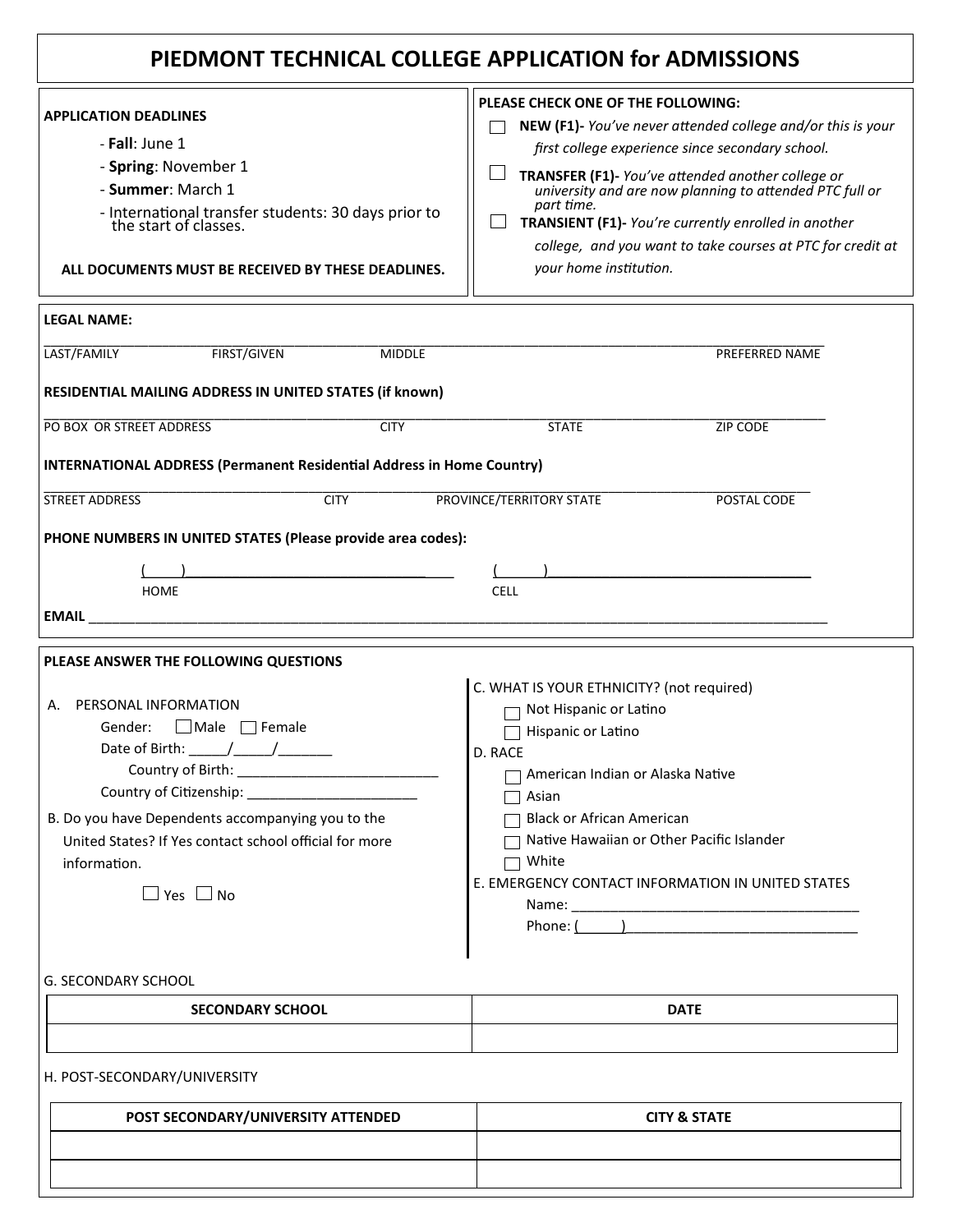# PIEDMONT TECHNICAL COLLEGE APPLICATION for ADMISSIONS

**APPLICATION DEADLINES**

- **Fall**: June 1
- **Spring**: November 1
- **Summer**: March 1
- International transfer students: 30 days prior to the start of classes.

**ALL DOCUMENTS MUST BE RECEIVED BY THESE DEADLINES.**

**PLEASE CHECK ONE OF THE FOLLOWING:**

☐ **NEW (F1)-** *You've never attended college and/or this is your first college experience since secondary school.*

☐ **TRANSFER (F1)-** *You've attended another college or university and are now planning to attended PTC full or part time.*

☐ **TRANSIENT (F1)-** *You're currently enrolled in another college, and you want to take courses at PTC for credit at your home institution.*

**LEGAL NAME:**

______________________________________________________________________________

LAST/FAMILY FIRST/GIVEN MIDDLE PREFERRED NAME

**RESIDENTIAL MAILING ADDRESS IN UNITED STATES (if known)**

______________________________________________________________________________

PO BOX OR STREET ADDRESS CITY STATE ZIP CODE

**INTERNATIONAL ADDRESS (Permanent Residential Address in Home Country)**

______________________________________________________________________________

STREET ADDRESS CITY PROVINCE/TERRITORY STATE POSTAL CODE

**PHONE NUMBERS IN UNITED STATES (Please provide area codes):**

(____)________________________________ (_____)________________________________

HOME CELL

**EMAIL** ______________________________________________________________________

**PLEASE ANSWER THE FOLLOWING QUESTIONS**

A. PERSONAL INFORMATION

Gender: ☐ Male ☐ Female

Date of Birth: _____/_____/_______

Country of Birth: __________________________

Country of Citizenship: ______________________

B. Do you have Dependents accompanying you to the United States? If Yes contact school official for more information.

☐ Yes ☐ No

C. WHAT IS YOUR ETHNICITY? (not required)

☐ Not Hispanic or Latino

☐ Hispanic or Latino

D. RACE

☐ American Indian or Alaska Native

☐ Asian

☐ Black or African American

☐ Native Hawaiian or Other Pacific Islander

☐ White

E. EMERGENCY CONTACT INFORMATION IN UNITED STATES

Name: ______________________________________

Phone: (_____)______________________________

G. SECONDARY SCHOOL

| SECONDARY SCHOOL | DATE |
|---|---|
| | |

H. POST-SECONDARY/UNIVERSITY

| POST SECONDARY/UNIVERSITY ATTENDED | CITY & STATE |
|---|---|
| | |
| | |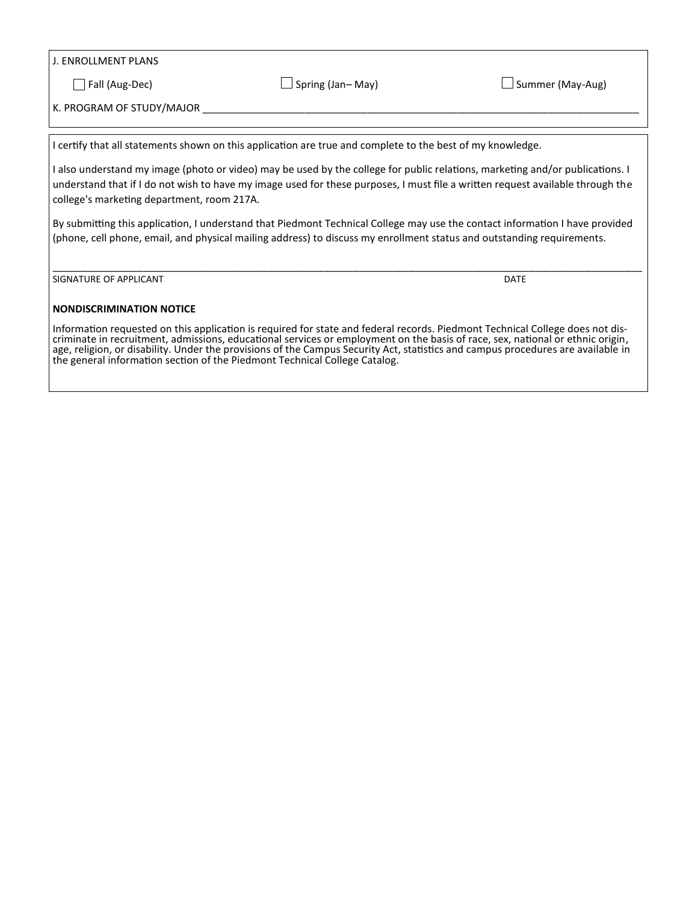J. ENROLLMENT PLANS

☐ Fall (Aug-Dec) ☐ Spring (Jan– May) ☐ Summer (May-Aug)

K. PROGRAM OF STUDY/MAJOR ____________________________________________________________________________

I certify that all statements shown on this application are true and complete to the best of my knowledge.

I also understand my image (photo or video) may be used by the college for public relations, marketing and/or publications. I understand that if I do not wish to have my image used for these purposes, I must file a written request available through the college's marketing department, room 217A.

By submitting this application, I understand that Piedmont Technical College may use the contact information I have provided (phone, cell phone, email, and physical mailing address) to discuss my enrollment status and outstanding requirements.

_______________________________________________________________________________________________

SIGNATURE OF APPLICANT DATE

**NONDISCRIMINATION NOTICE**

Information requested on this application is required for state and federal records. Piedmont Technical College does not discriminate in recruitment, admissions, educational services or employment on the basis of race, sex, national or ethnic origin, age, religion, or disability. Under the provisions of the Campus Security Act, statistics and campus procedures are available in the general information section of the Piedmont Technical College Catalog.